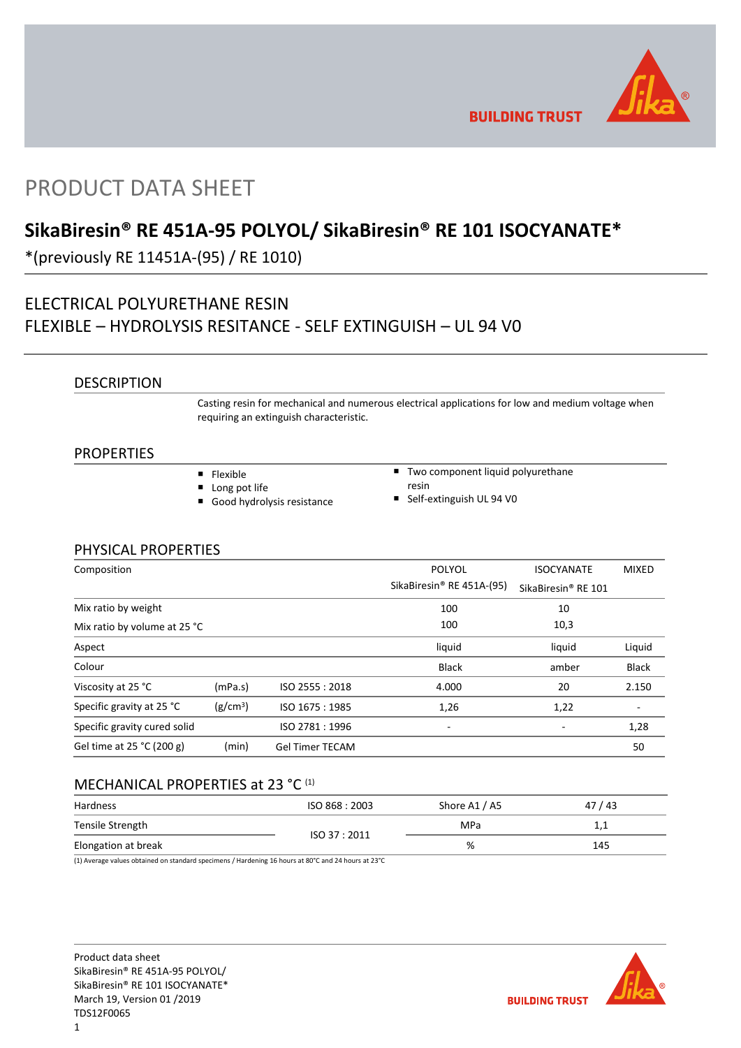# PRODUCT DATA SHEET

## SikaBiresin® RE 451A-95 POLYOL/ SikaBiresin® RE 101 ISOCYANATE*

*(previously RE 11451A-(95) / RE 1010)

### ELECTRICAL POLYURETHANE RESIN
### FLEXIBLE – HYDROLYSIS RESITANCE - SELF EXTINGUISH – UL 94 V0

## DESCRIPTION

Casting resin for mechanical and numerous electrical applications for low and medium voltage when requiring an extinguish characteristic.

## PROPERTIES

- Flexible
- Long pot life
- Good hydrolysis resistance
- Two component liquid polyurethane resin
- Self-extinguish UL 94 V0

## PHYSICAL PROPERTIES

| Composition | | | POLYOL SikaBiresin® RE 451A-(95) | ISOCYANATE SikaBiresin® RE 101 | MIXED |
|---|---|---|---|---|---|
| Mix ratio by weight | | | 100 | 10 | |
| Mix ratio by volume at 25 °C | | | 100 | 10,3 | |
| Aspect | | | liquid | liquid | Liquid |
| Colour | | | Black | amber | Black |
| Viscosity at 25 °C | (mPa.s) | ISO 2555 : 2018 | 4.000 | 20 | 2.150 |
| Specific gravity at 25 °C | (g/cm³) | ISO 1675 : 1985 | 1,26 | 1,22 | - |
| Specific gravity cured solid | | ISO 2781 : 1996 | - | - | 1,28 |
| Gel time at 25 °C (200 g) | (min) | Gel Timer TECAM | | | 50 |

## MECHANICAL PROPERTIES at 23 °C [(1)]

| Hardness | ISO 868 : 2003 | Shore A1 / A5 | 47 / 43 |
|---|---|---|---|
| Tensile Strength | ISO 37 : 2011 | MPa | 1,1 |
| Elongation at break | ISO 37 : 2011 | % | 145 |

(1) Average values obtained on standard specimens / Hardening 16 hours at 80°C and 24 hours at 23°C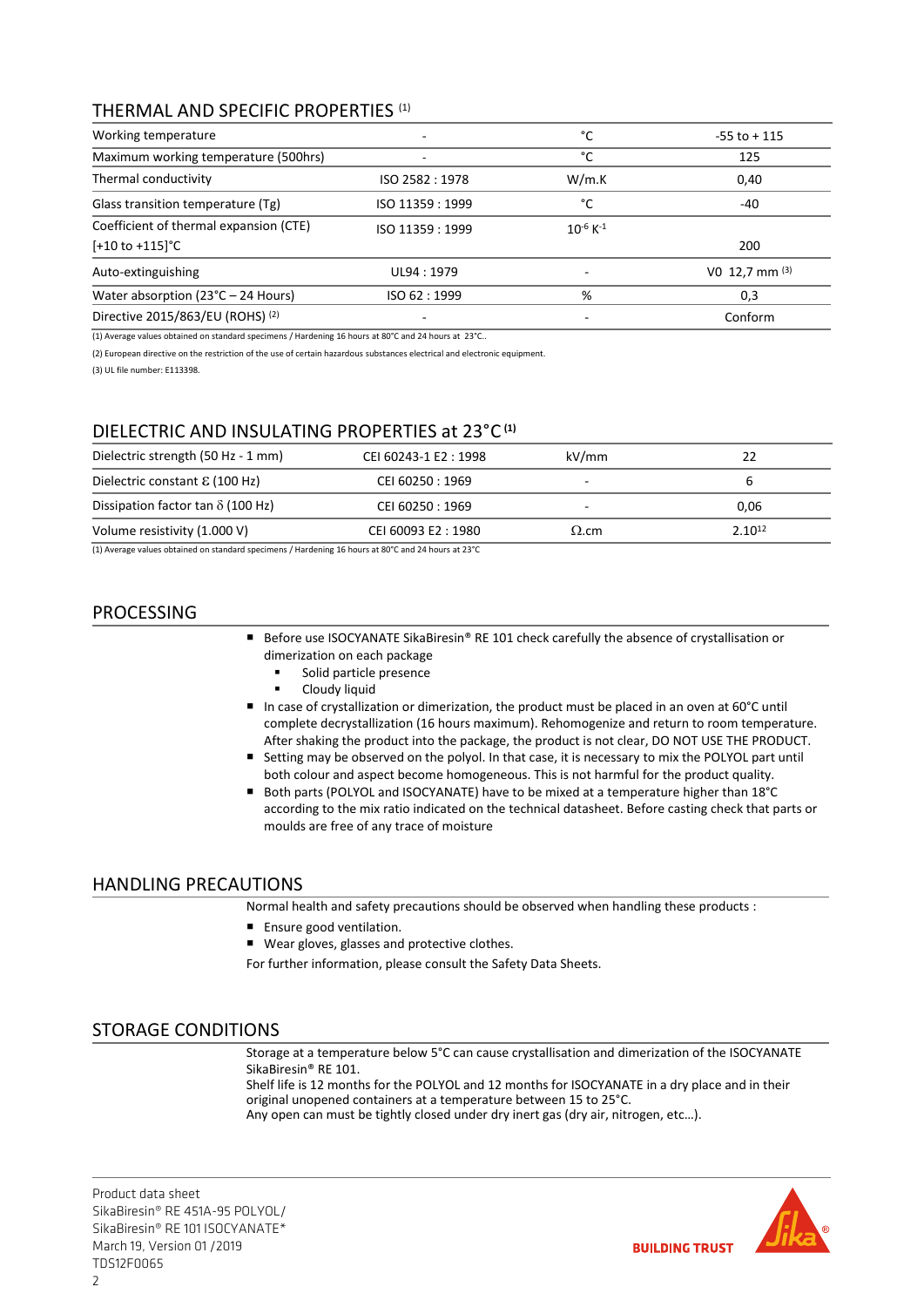## THERMAL AND SPECIFIC PROPERTIES [1]

| | | | |
|---|---|---|---|
| Working temperature | - | °C | -55 to + 115 |
| Maximum working temperature (500hrs) | - | °C | 125 |
| Thermal conductivity | ISO 2582 : 1978 | W/m.K | 0,40 |
| Glass transition temperature (Tg) | ISO 11359 : 1999 | °C | -40 |
| Coefficient of thermal expansion (CTE) [+10 to +115]°C | ISO 11359 : 1999 | $10^{-6}$ $K^{-1}$ | 200 |
| Auto-extinguishing | UL94 : 1979 | - | V0 12,7 mm [3] |
| Water absorption (23°C – 24 Hours) | ISO 62 : 1999 | % | 0,3 |
| Directive 2015/863/EU (ROHS) [2] | - | - | Conform |

(1) Average values obtained on standard specimens / Hardening 16 hours at 80°C and 24 hours at 23°C..

(2) European directive on the restriction of the use of certain hazardous substances electrical and electronic equipment.

(3) UL file number: E113398.

## DIELECTRIC AND INSULATING PROPERTIES at 23°C [1]

| | | | |
|---|---|---|---|
| Dielectric strength (50 Hz - 1 mm) | CEI 60243-1 E2 : 1998 | kV/mm | 22 |
| Dielectric constant $\varepsilon$ (100 Hz) | CEI 60250 : 1969 | - | 6 |
| Dissipation factor tan $\delta$ (100 Hz) | CEI 60250 : 1969 | - | 0,06 |
| Volume resistivity (1.000 V) | CEI 60093 E2 : 1980 | $\Omega$.cm | $2.10^{12}$ |

(1) Average values obtained on standard specimens / Hardening 16 hours at 80°C and 24 hours at 23°C

## PROCESSING

- Before use ISOCYANATE SikaBiresin® RE 101 check carefully the absence of crystallisation or dimerization on each package
  - Solid particle presence
  - Cloudy liquid
- In case of crystallization or dimerization, the product must be placed in an oven at 60°C until complete decrystallization (16 hours maximum). Rehomogenize and return to room temperature. After shaking the product into the package, the product is not clear, DO NOT USE THE PRODUCT.
- Setting may be observed on the polyol. In that case, it is necessary to mix the POLYOL part until both colour and aspect become homogeneous. This is not harmful for the product quality.
- Both parts (POLYOL and ISOCYANATE) have to be mixed at a temperature higher than 18°C according to the mix ratio indicated on the technical datasheet. Before casting check that parts or moulds are free of any trace of moisture

## HANDLING PRECAUTIONS

Normal health and safety precautions should be observed when handling these products :

- Ensure good ventilation.
- Wear gloves, glasses and protective clothes.

For further information, please consult the Safety Data Sheets.

## STORAGE CONDITIONS

Storage at a temperature below 5°C can cause crystallisation and dimerization of the ISOCYANATE SikaBiresin® RE 101.
Shelf life is 12 months for the POLYOL and 12 months for ISOCYANATE in a dry place and in their original unopened containers at a temperature between 15 to 25°C.
Any open can must be tightly closed under dry inert gas (dry air, nitrogen, etc…).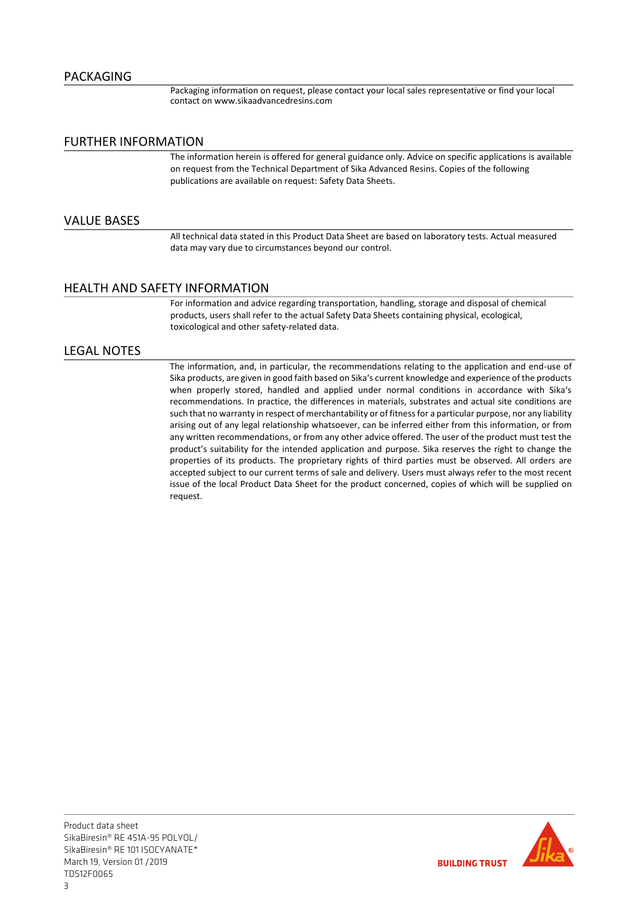## PACKAGING

Packaging information on request, please contact your local sales representative or find your local contact on www.sikaadvancedresins.com

## FURTHER INFORMATION

The information herein is offered for general guidance only. Advice on specific applications is available on request from the Technical Department of Sika Advanced Resins. Copies of the following publications are available on request: Safety Data Sheets.

## VALUE BASES

All technical data stated in this Product Data Sheet are based on laboratory tests. Actual measured data may vary due to circumstances beyond our control.

## HEALTH AND SAFETY INFORMATION

For information and advice regarding transportation, handling, storage and disposal of chemical products, users shall refer to the actual Safety Data Sheets containing physical, ecological, toxicological and other safety-related data.

## LEGAL NOTES

The information, and, in particular, the recommendations relating to the application and end-use of Sika products, are given in good faith based on Sika's current knowledge and experience of the products when properly stored, handled and applied under normal conditions in accordance with Sika's recommendations. In practice, the differences in materials, substrates and actual site conditions are such that no warranty in respect of merchantability or of fitness for a particular purpose, nor any liability arising out of any legal relationship whatsoever, can be inferred either from this information, or from any written recommendations, or from any other advice offered. The user of the product must test the product's suitability for the intended application and purpose. Sika reserves the right to change the properties of its products. The proprietary rights of third parties must be observed. All orders are accepted subject to our current terms of sale and delivery. Users must always refer to the most recent issue of the local Product Data Sheet for the product concerned, copies of which will be supplied on request.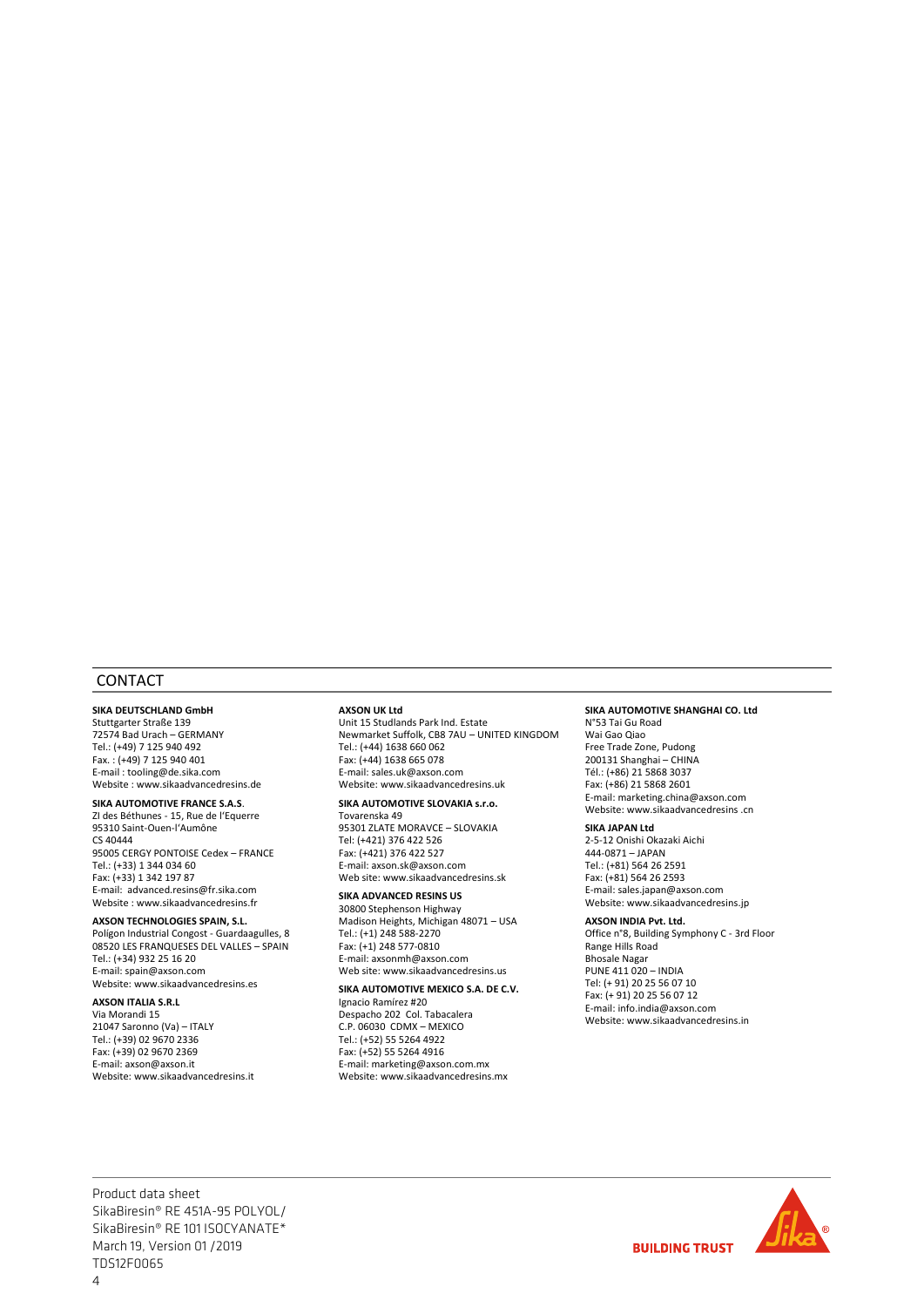## CONTACT

**SIKA DEUTSCHLAND GmbH**
Stuttgarter Straße 139
72574 Bad Urach – GERMANY
Tel.: (+49) 7 125 940 492
Fax. : (+49) 7 125 940 401
E-mail : tooling@de.sika.com
Website : www.sikaadvancedresins.de

**SIKA AUTOMOTIVE FRANCE S.A.S**.
ZI des Béthunes - 15, Rue de l'Equerre
95310 Saint-Ouen-l'Aumône
CS 40444
95005 CERGY PONTOISE Cedex – FRANCE
Tel.: (+33) 1 344 034 60
Fax: (+33) 1 342 197 87
E-mail: advanced.resins@fr.sika.com
Website : www.sikaadvancedresins.fr

**AXSON TECHNOLOGIES SPAIN, S.L.**
Polígon Industrial Congost - Guardaagulles, 8
08520 LES FRANQUESES DEL VALLES – SPAIN
Tel.: (+34) 932 25 16 20
E-mail: spain@axson.com
Website: www.sikaadvancedresins.es

**AXSON ITALIA S.R.L**
Via Morandi 15
21047 Saronno (Va) – ITALY
Tel.: (+39) 02 9670 2336
Fax: (+39) 02 9670 2369
E-mail: axson@axson.it
Website: www.sikaadvancedresins.it

**AXSON UK Ltd**
Unit 15 Studlands Park Ind. Estate
Newmarket Suffolk, CB8 7AU – UNITED KINGDOM
Tel.: (+44) 1638 660 062
Fax: (+44) 1638 665 078
E-mail: sales.uk@axson.com
Website: www.sikaadvancedresins.uk

**SIKA AUTOMOTIVE SLOVAKIA s.r.o.**
Tovarenska 49
95301 ZLATE MORAVCE – SLOVAKIA
Tel: (+421) 376 422 526
Fax: (+421) 376 422 527
E-mail: axson.sk@axson.com
Web site: www.sikaadvancedresins.sk

**SIKA ADVANCED RESINS US**
30800 Stephenson Highway
Madison Heights, Michigan 48071 – USA
Tel.: (+1) 248 588-2270
Fax: (+1) 248 577-0810
E-mail: axsonmh@axson.com
Web site: www.sikaadvancedresins.us

**SIKA AUTOMOTIVE MEXICO S.A. DE C.V.**
Ignacio Ramírez #20
Despacho 202 Col. Tabacalera
C.P. 06030 CDMX – MEXICO
Tel.: (+52) 55 5264 4922
Fax: (+52) 55 5264 4916
E-mail: marketing@axson.com.mx
Website: www.sikaadvancedresins.mx

**SIKA AUTOMOTIVE SHANGHAI CO. Ltd**
N°53 Tai Gu Road
Wai Gao Qiao
Free Trade Zone, Pudong
200131 Shanghai – CHINA
Tél.: (+86) 21 5868 3037
Fax: (+86) 21 5868 2601
E-mail: marketing.china@axson.com
Website: www.sikaadvancedresins .cn

**SIKA JAPAN Ltd**
2-5-12 Onishi Okazaki Aichi
444-0871 – JAPAN
Tel.: (+81) 564 26 2591
Fax: (+81) 564 26 2593
E-mail: sales.japan@axson.com
Website: www.sikaadvancedresins.jp

**AXSON INDIA Pvt. Ltd.**
Office n°8, Building Symphony C - 3rd Floor
Range Hills Road
Bhosale Nagar
PUNE 411 020 – INDIA
Tel: (+ 91) 20 25 56 07 10
Fax: (+ 91) 20 25 56 07 12
E-mail: info.india@axson.com
Website: www.sikaadvancedresins.in